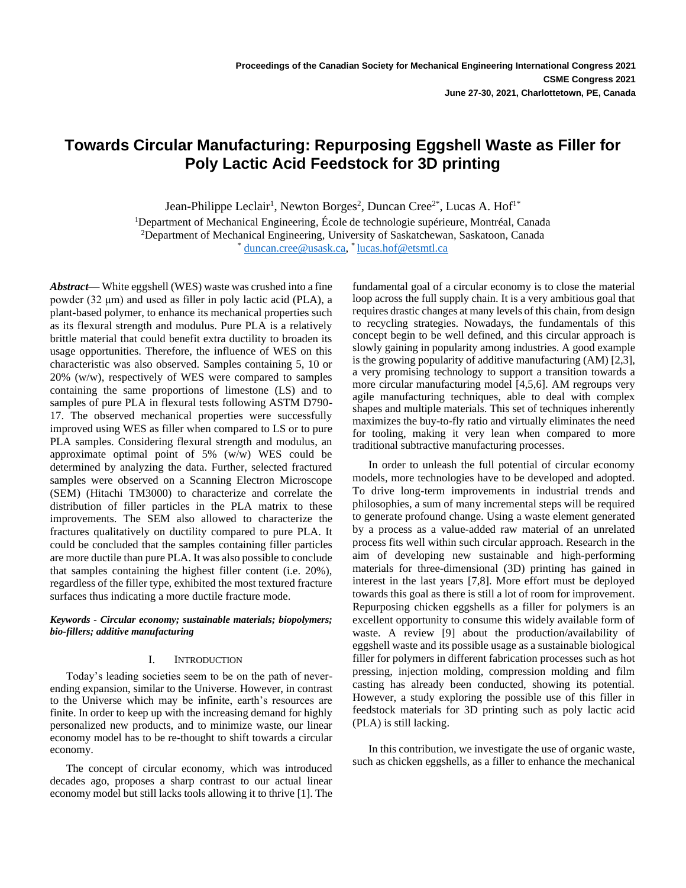# Towards Circular Manufacturing: Repurposing Eggshell Waste as Filler for Poly Lactic Acid Feedstock for 3D printing

Jean-Philippe Leclair[1], Newton Borges[2], Duncan Cree[2*], Lucas A. Hof[1*]

[1]Department of Mechanical Engineering, École de technologie supérieure, Montréal, Canada
[2]Department of Mechanical Engineering, University of Saskatchewan, Saskatoon, Canada
[*] duncan.cree@usask.ca, [*] lucas.hof@etsmtl.ca

***Abstract***— White eggshell (WES) waste was crushed into a fine powder (32 µm) and used as filler in poly lactic acid (PLA), a plant-based polymer, to enhance its mechanical properties such as its flexural strength and modulus. Pure PLA is a relatively brittle material that could benefit extra ductility to broaden its usage opportunities. Therefore, the influence of WES on this characteristic was also observed. Samples containing 5, 10 or 20% (w/w), respectively of WES were compared to samples containing the same proportions of limestone (LS) and to samples of pure PLA in flexural tests following ASTM D790-17. The observed mechanical properties were successfully improved using WES as filler when compared to LS or to pure PLA samples. Considering flexural strength and modulus, an approximate optimal point of 5% (w/w) WES could be determined by analyzing the data. Further, selected fractured samples were observed on a Scanning Electron Microscope (SEM) (Hitachi TM3000) to characterize and correlate the distribution of filler particles in the PLA matrix to these improvements. The SEM also allowed to characterize the fractures qualitatively on ductility compared to pure PLA. It could be concluded that the samples containing filler particles are more ductile than pure PLA. It was also possible to conclude that samples containing the highest filler content (i.e. 20%), regardless of the filler type, exhibited the most textured fracture surfaces thus indicating a more ductile fracture mode.

***Keywords - Circular economy; sustainable materials; biopolymers; bio-fillers; additive manufacturing***

## I. Introduction

Today's leading societies seem to be on the path of never-ending expansion, similar to the Universe. However, in contrast to the Universe which may be infinite, earth's resources are finite. In order to keep up with the increasing demand for highly personalized new products, and to minimize waste, our linear economy model has to be re-thought to shift towards a circular economy.

The concept of circular economy, which was introduced decades ago, proposes a sharp contrast to our actual linear economy model but still lacks tools allowing it to thrive [1]. The fundamental goal of a circular economy is to close the material loop across the full supply chain. It is a very ambitious goal that requires drastic changes at many levels of this chain, from design to recycling strategies. Nowadays, the fundamentals of this concept begin to be well defined, and this circular approach is slowly gaining in popularity among industries. A good example is the growing popularity of additive manufacturing (AM) [2,3], a very promising technology to support a transition towards a more circular manufacturing model [4,5,6]. AM regroups very agile manufacturing techniques, able to deal with complex shapes and multiple materials. This set of techniques inherently maximizes the buy-to-fly ratio and virtually eliminates the need for tooling, making it very lean when compared to more traditional subtractive manufacturing processes.

In order to unleash the full potential of circular economy models, more technologies have to be developed and adopted. To drive long-term improvements in industrial trends and philosophies, a sum of many incremental steps will be required to generate profound change. Using a waste element generated by a process as a value-added raw material of an unrelated process fits well within such circular approach. Research in the aim of developing new sustainable and high-performing materials for three-dimensional (3D) printing has gained in interest in the last years [7,8]. More effort must be deployed towards this goal as there is still a lot of room for improvement. Repurposing chicken eggshells as a filler for polymers is an excellent opportunity to consume this widely available form of waste. A review [9] about the production/availability of eggshell waste and its possible usage as a sustainable biological filler for polymers in different fabrication processes such as hot pressing, injection molding, compression molding and film casting has already been conducted, showing its potential. However, a study exploring the possible use of this filler in feedstock materials for 3D printing such as poly lactic acid (PLA) is still lacking.

In this contribution, we investigate the use of organic waste, such as chicken eggshells, as a filler to enhance the mechanical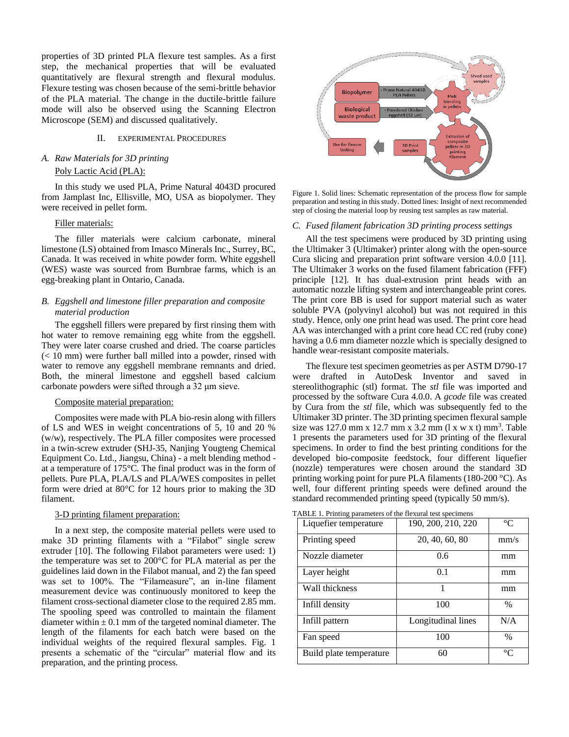properties of 3D printed PLA flexure test samples. As a first step, the mechanical properties that will be evaluated quantitatively are flexural strength and flexural modulus. Flexure testing was chosen because of the semi-brittle behavior of the PLA material. The change in the ductile-brittle failure mode will also be observed using the Scanning Electron Microscope (SEM) and discussed qualitatively.

## II. Experimental Procedures

### *A. Raw Materials for 3D printing*

Poly Lactic Acid (PLA):

In this study we used PLA, Prime Natural 4043D procured from Jamplast Inc, Ellisville, MO, USA as biopolymer. They were received in pellet form.

Filler materials:

The filler materials were calcium carbonate, mineral limestone (LS) obtained from Imasco Minerals Inc., Surrey, BC, Canada. It was received in white powder form. White eggshell (WES) waste was sourced from Burnbrae farms, which is an egg-breaking plant in Ontario, Canada.

### *B. Eggshell and limestone filler preparation and composite material production*

The eggshell fillers were prepared by first rinsing them with hot water to remove remaining egg white from the eggshell. They were later coarse crushed and dried. The coarse particles (< 10 mm) were further ball milled into a powder, rinsed with water to remove any eggshell membrane remnants and dried. Both, the mineral limestone and eggshell based calcium carbonate powders were sifted through a 32 μm sieve.

Composite material preparation:

Composites were made with PLA bio-resin along with fillers of LS and WES in weight concentrations of 5, 10 and 20 % (w/w), respectively. The PLA filler composites were processed in a twin-screw extruder (SHJ-35, Nanjing Yougteng Chemical Equipment Co. Ltd., Jiangsu, China) - a melt blending method - at a temperature of 175°C. The final product was in the form of pellets. Pure PLA, PLA/LS and PLA/WES composites in pellet form were dried at 80°C for 12 hours prior to making the 3D filament.

3-D printing filament preparation:

In a next step, the composite material pellets were used to make 3D printing filaments with a "Filabot" single screw extruder [10]. The following Filabot parameters were used: 1) the temperature was set to 200°C for PLA material as per the guidelines laid down in the Filabot manual, and 2) the fan speed was set to 100%. The "Filameasure", an in-line filament measurement device was continuously monitored to keep the filament cross-sectional diameter close to the required 2.85 mm. The spooling speed was controlled to maintain the filament diameter within ± 0.1 mm of the targeted nominal diameter. The length of the filaments for each batch were based on the individual weights of the required flexural samples. Fig. 1 presents a schematic of the "circular" material flow and its preparation, and the printing process.

Figure 1. Solid lines: Schematic representation of the process flow for sample preparation and testing in this study. Dotted lines: Insight of next recommended step of closing the material loop by reusing test samples as raw material.

### *C. Fused filament fabrication 3D printing process settings*

All the test specimens were produced by 3D printing using the Ultimaker 3 (Ultimaker) printer along with the open-source Cura slicing and preparation print software version 4.0.0 [11]. The Ultimaker 3 works on the fused filament fabrication (FFF) principle [12]. It has dual-extrusion print heads with an automatic nozzle lifting system and interchangeable print cores. The print core BB is used for support material such as water soluble PVA (polyvinyl alcohol) but was not required in this study. Hence, only one print head was used. The print core head AA was interchanged with a print core head CC red (ruby cone) having a 0.6 mm diameter nozzle which is specially designed to handle wear-resistant composite materials.

The flexure test specimen geometries as per ASTM D790-17 were drafted in AutoDesk Inventor and saved in stereolithographic (stl) format. The *stl* file was imported and processed by the software Cura 4.0.0. A *gcode* file was created by Cura from the *stl* file, which was subsequently fed to the Ultimaker 3D printer. The 3D printing specimen flexural sample size was 127.0 mm x 12.7 mm x 3.2 mm (l x w x t) mm$^3$. Table 1 presents the parameters used for 3D printing of the flexural specimens. In order to find the best printing conditions for the developed bio-composite feedstock, four different liquefier (nozzle) temperatures were chosen around the standard 3D printing working point for pure PLA filaments (180-200 °C). As well, four different printing speeds were defined around the standard recommended printing speed (typically 50 mm/s).

TABLE 1. Printing parameters of the flexural test specimens

| Liquefier temperature | 190, 200, 210, 220 | °C |
|---|---|---|
| Printing speed | 20, 40, 60, 80 | mm/s |
| Nozzle diameter | 0.6 | mm |
| Layer height | 0.1 | mm |
| Wall thickness | 1 | mm |
| Infill density | 100 | % |
| Infill pattern | Longitudinal lines | N/A |
| Fan speed | 100 | % |
| Build plate temperature | 60 | °C |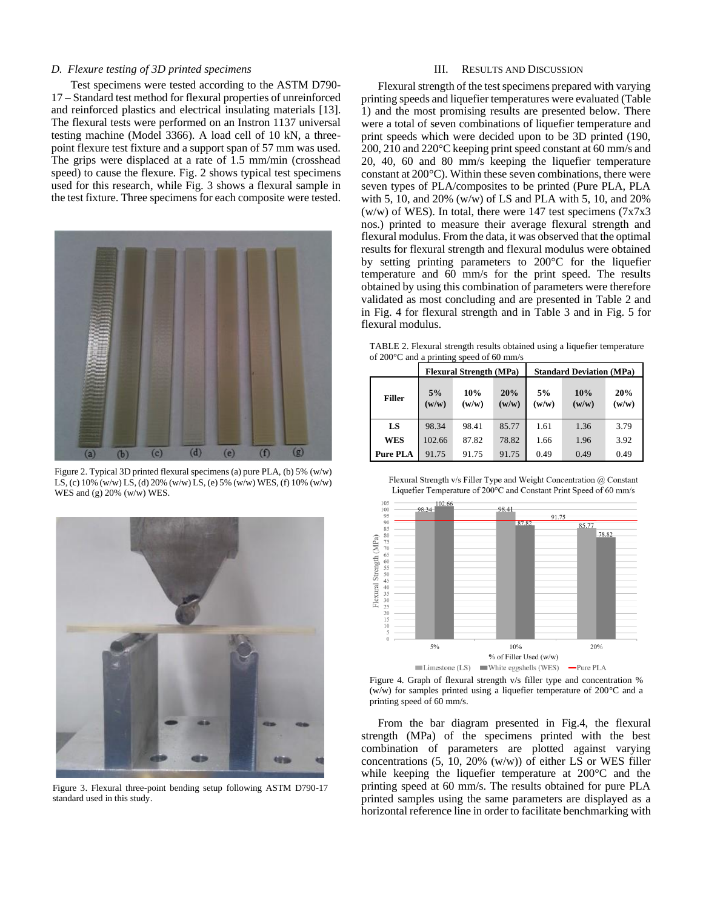### D. Flexure testing of 3D printed specimens

Test specimens were tested according to the ASTM D790-17 – Standard test method for flexural properties of unreinforced and reinforced plastics and electrical insulating materials [13]. The flexural tests were performed on an Instron 1137 universal testing machine (Model 3366). A load cell of 10 kN, a three-point flexure test fixture and a support span of 57 mm was used. The grips were displaced at a rate of 1.5 mm/min (crosshead speed) to cause the flexure. Fig. 2 shows typical test specimens used for this research, while Fig. 3 shows a flexural sample in the test fixture. Three specimens for each composite were tested.

Figure 2. Typical 3D printed flexural specimens (a) pure PLA, (b) 5% (w/w) LS, (c) 10% (w/w) LS, (d) 20% (w/w) LS, (e) 5% (w/w) WES, (f) 10% (w/w) WES and (g) 20% (w/w) WES.

Figure 3. Flexural three-point bending setup following ASTM D790-17 standard used in this study.

## III. Results and Discussion

Flexural strength of the test specimens prepared with varying printing speeds and liquefier temperatures were evaluated (Table 1) and the most promising results are presented below. There were a total of seven combinations of liquefier temperature and print speeds which were decided upon to be 3D printed (190, 200, 210 and 220°C keeping print speed constant at 60 mm/s and 20, 40, 60 and 80 mm/s keeping the liquefier temperature constant at 200°C). Within these seven combinations, there were seven types of PLA/composites to be printed (Pure PLA, PLA with 5, 10, and 20% (w/w) of LS and PLA with 5, 10, and 20% (w/w) of WES). In total, there were 147 test specimens (7x7x3 nos.) printed to measure their average flexural strength and flexural modulus. From the data, it was observed that the optimal results for flexural strength and flexural modulus were obtained by setting printing parameters to 200°C for the liquefier temperature and 60 mm/s for the print speed. The results obtained by using this combination of parameters were therefore validated as most concluding and are presented in Table 2 and in Fig. 4 for flexural strength and in Table 3 and in Fig. 5 for flexural modulus.

TABLE 2. Flexural strength results obtained using a liquefier temperature of 200°C and a printing speed of 60 mm/s

| | Flexural Strength (MPa) | | | Standard Deviation (MPa) | | |
|---|---|---|---|---|---|---|
| **Filler** | **5% (w/w)** | **10% (w/w)** | **20% (w/w)** | **5% (w/w)** | **10% (w/w)** | **20% (w/w)** |
| **LS** | 98.34 | 98.41 | 85.77 | 1.61 | 1.36 | 3.79 |
| **WES** | 102.66 | 87.82 | 78.82 | 1.66 | 1.96 | 3.92 |
| **Pure PLA** | 91.75 | 91.75 | 91.75 | 0.49 | 0.49 | 0.49 |

Figure 4. Graph of flexural strength v/s filler type and concentration % (w/w) for samples printed using a liquefier temperature of 200°C and a printing speed of 60 mm/s.

From the bar diagram presented in Fig.4, the flexural strength (MPa) of the specimens printed with the best combination of parameters are plotted against varying concentrations (5, 10, 20% (w/w)) of either LS or WES filler while keeping the liquefier temperature at 200°C and the printing speed at 60 mm/s. The results obtained for pure PLA printed samples using the same parameters are displayed as a horizontal reference line in order to facilitate benchmarking with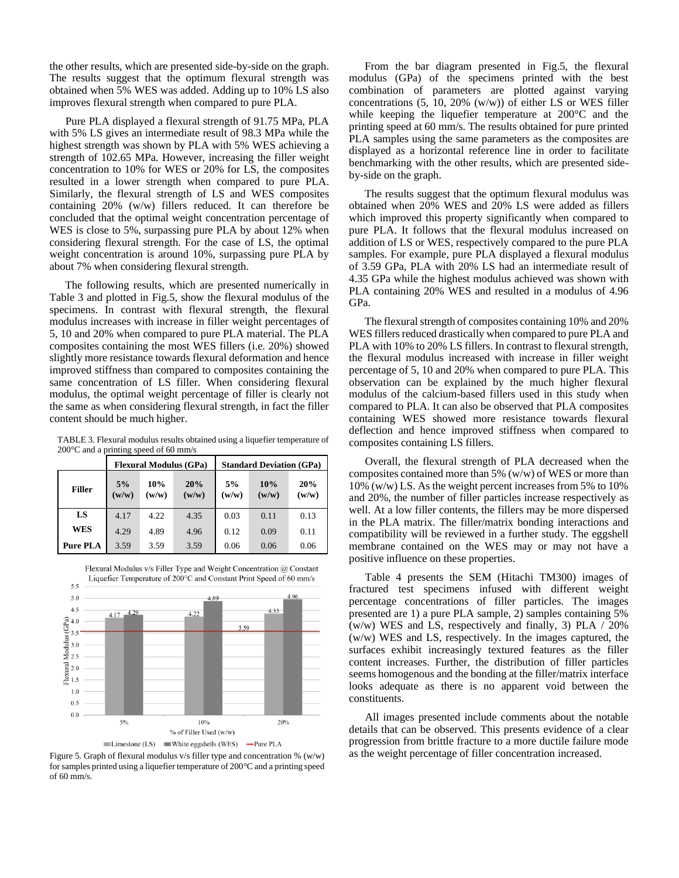the other results, which are presented side-by-side on the graph. The results suggest that the optimum flexural strength was obtained when 5% WES was added. Adding up to 10% LS also improves flexural strength when compared to pure PLA.

Pure PLA displayed a flexural strength of 91.75 MPa, PLA with 5% LS gives an intermediate result of 98.3 MPa while the highest strength was shown by PLA with 5% WES achieving a strength of 102.65 MPa. However, increasing the filler weight concentration to 10% for WES or 20% for LS, the composites resulted in a lower strength when compared to pure PLA. Similarly, the flexural strength of LS and WES composites containing 20% (w/w) fillers reduced. It can therefore be concluded that the optimal weight concentration percentage of WES is close to 5%, surpassing pure PLA by about 12% when considering flexural strength. For the case of LS, the optimal weight concentration is around 10%, surpassing pure PLA by about 7% when considering flexural strength.

The following results, which are presented numerically in Table 3 and plotted in Fig.5, show the flexural modulus of the specimens. In contrast with flexural strength, the flexural modulus increases with increase in filler weight percentages of 5, 10 and 20% when compared to pure PLA material. The PLA composites containing the most WES fillers (i.e. 20%) showed slightly more resistance towards flexural deformation and hence improved stiffness than compared to composites containing the same concentration of LS filler. When considering flexural modulus, the optimal weight percentage of filler is clearly not the same as when considering flexural strength, in fact the filler content should be much higher.

TABLE 3. Flexural modulus results obtained using a liquefier temperature of 200°C and a printing speed of 60 mm/s

| Filler | Flexural Modulus (GPa) | | | Standard Deviation (GPa) | | |
|---|---|---|---|---|---|---|
| | 5% (w/w) | 10% (w/w) | 20% (w/w) | 5% (w/w) | 10% (w/w) | 20% (w/w) |
| LS | 4.17 | 4.22 | 4.35 | 0.03 | 0.11 | 0.13 |
| WES | 4.29 | 4.89 | 4.96 | 0.12 | 0.09 | 0.11 |
| Pure PLA | 3.59 | 3.59 | 3.59 | 0.06 | 0.06 | 0.06 |

Figure 5. Graph of flexural modulus v/s filler type and concentration % (w/w) for samples printed using a liquefier temperature of 200°C and a printing speed of 60 mm/s.

From the bar diagram presented in Fig.5, the flexural modulus (GPa) of the specimens printed with the best combination of parameters are plotted against varying concentrations (5, 10, 20% (w/w)) of either LS or WES filler while keeping the liquefier temperature at 200°C and the printing speed at 60 mm/s. The results obtained for pure printed PLA samples using the same parameters as the composites are displayed as a horizontal reference line in order to facilitate benchmarking with the other results, which are presented side-by-side on the graph.

The results suggest that the optimum flexural modulus was obtained when 20% WES and 20% LS were added as fillers which improved this property significantly when compared to pure PLA. It follows that the flexural modulus increased on addition of LS or WES, respectively compared to the pure PLA samples. For example, pure PLA displayed a flexural modulus of 3.59 GPa, PLA with 20% LS had an intermediate result of 4.35 GPa while the highest modulus achieved was shown with PLA containing 20% WES and resulted in a modulus of 4.96 GPa.

The flexural strength of composites containing 10% and 20% WES fillers reduced drastically when compared to pure PLA and PLA with 10% to 20% LS fillers. In contrast to flexural strength, the flexural modulus increased with increase in filler weight percentage of 5, 10 and 20% when compared to pure PLA. This observation can be explained by the much higher flexural modulus of the calcium-based fillers used in this study when compared to PLA. It can also be observed that PLA composites containing WES showed more resistance towards flexural deflection and hence improved stiffness when compared to composites containing LS fillers.

Overall, the flexural strength of PLA decreased when the composites contained more than 5% (w/w) of WES or more than 10% (w/w) LS. As the weight percent increases from 5% to 10% and 20%, the number of filler particles increase respectively as well. At a low filler contents, the fillers may be more dispersed in the PLA matrix. The filler/matrix bonding interactions and compatibility will be reviewed in a further study. The eggshell membrane contained on the WES may or may not have a positive influence on these properties.

Table 4 presents the SEM (Hitachi TM300) images of fractured test specimens infused with different weight percentage concentrations of filler particles. The images presented are 1) a pure PLA sample, 2) samples containing 5% (w/w) WES and LS, respectively and finally, 3) PLA / 20% (w/w) WES and LS, respectively. In the images captured, the surfaces exhibit increasingly textured features as the filler content increases. Further, the distribution of filler particles seems homogenous and the bonding at the filler/matrix interface looks adequate as there is no apparent void between the constituents.

All images presented include comments about the notable details that can be observed. This presents evidence of a clear progression from brittle fracture to a more ductile failure mode as the weight percentage of filler concentration increased.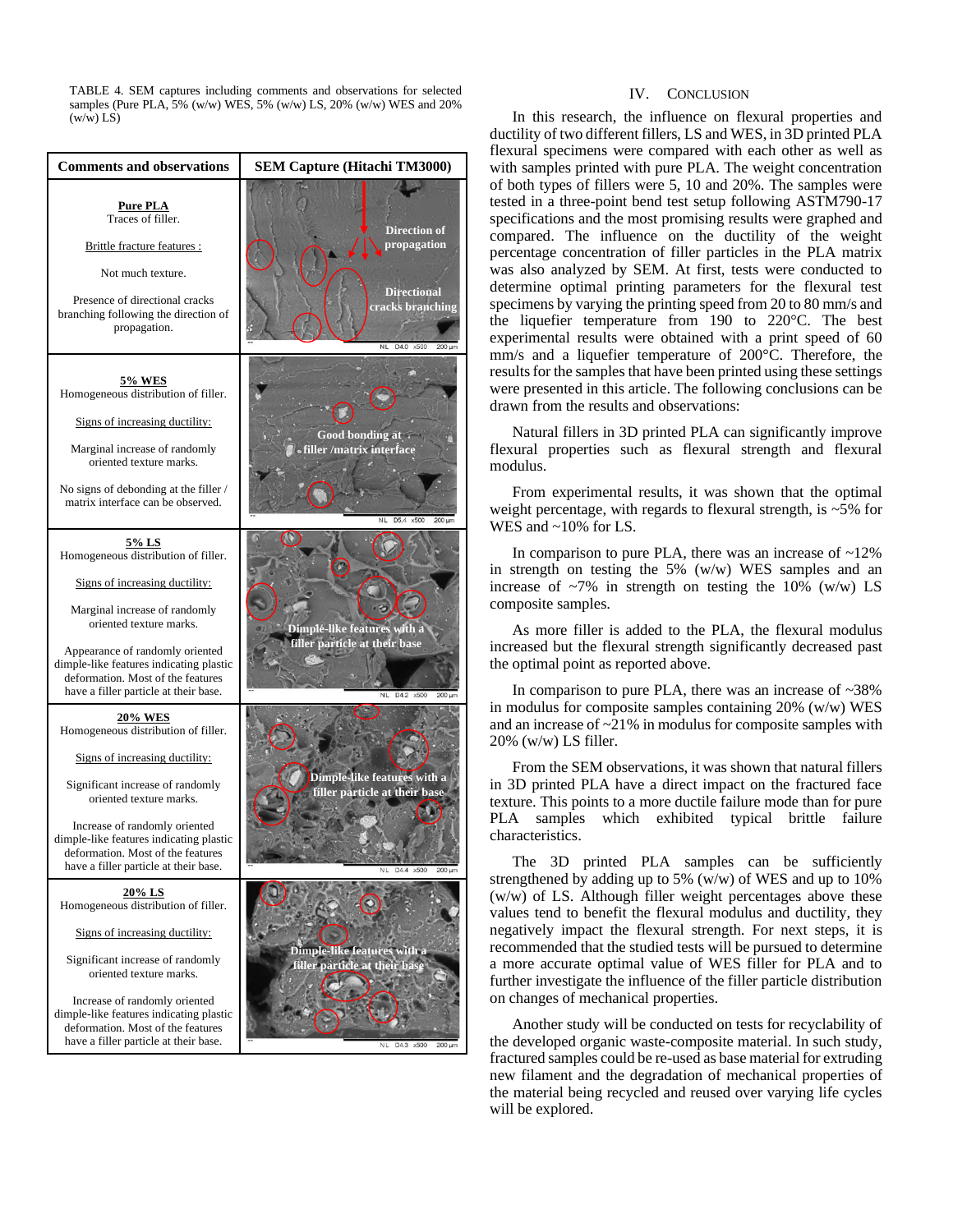TABLE 4. SEM captures including comments and observations for selected samples (Pure PLA, 5% (w/w) WES, 5% (w/w) LS, 20% (w/w) WES and 20% (w/w) LS)

| Comments and observations | SEM Capture (Hitachi TM3000) |
|---|---|
| **Pure PLA**<br>Traces of filler.<br>Brittle fracture features :<br>Not much texture.<br>Presence of directional cracks branching following the direction of propagation. | Direction of propagation; Directional cracks branching |
| **5% WES**<br>Homogeneous distribution of filler.<br>Signs of increasing ductility:<br>Marginal increase of randomly oriented texture marks.<br>No signs of debonding at the filler / matrix interface can be observed. | Good bonding at filler /matrix interface |
| **5% LS**<br>Homogeneous distribution of filler.<br>Signs of increasing ductility:<br>Marginal increase of randomly oriented texture marks.<br>Appearance of randomly oriented dimple-like features indicating plastic deformation. Most of the features have a filler particle at their base. | Dimple-like features with a filler particle at their base |
| **20% WES**<br>Homogeneous distribution of filler.<br>Signs of increasing ductility:<br>Significant increase of randomly oriented texture marks.<br>Increase of randomly oriented dimple-like features indicating plastic deformation. Most of the features have a filler particle at their base. | Dimple-like features with a filler particle at their base |
| **20% LS**<br>Homogeneous distribution of filler.<br>Signs of increasing ductility:<br>Significant increase of randomly oriented texture marks.<br>Increase of randomly oriented dimple-like features indicating plastic deformation. Most of the features have a filler particle at their base. | Dimple-like features with a filler particle at their base |

## IV. Conclusion

In this research, the influence on flexural properties and ductility of two different fillers, LS and WES, in 3D printed PLA flexural specimens were compared with each other as well as with samples printed with pure PLA. The weight concentration of both types of fillers were 5, 10 and 20%. The samples were tested in a three-point bend test setup following ASTM790-17 specifications and the most promising results were graphed and compared. The influence on the ductility of the weight percentage concentration of filler particles in the PLA matrix was also analyzed by SEM. At first, tests were conducted to determine optimal printing parameters for the flexural test specimens by varying the printing speed from 20 to 80 mm/s and the liquefier temperature from 190 to 220°C. The best experimental results were obtained with a print speed of 60 mm/s and a liquefier temperature of 200°C. Therefore, the results for the samples that have been printed using these settings were presented in this article. The following conclusions can be drawn from the results and observations:

Natural fillers in 3D printed PLA can significantly improve flexural properties such as flexural strength and flexural modulus.

From experimental results, it was shown that the optimal weight percentage, with regards to flexural strength, is ~5% for WES and ~10% for LS.

In comparison to pure PLA, there was an increase of ~12% in strength on testing the 5% (w/w) WES samples and an increase of ~7% in strength on testing the 10% (w/w) LS composite samples.

As more filler is added to the PLA, the flexural modulus increased but the flexural strength significantly decreased past the optimal point as reported above.

In comparison to pure PLA, there was an increase of ~38% in modulus for composite samples containing 20% (w/w) WES and an increase of ~21% in modulus for composite samples with 20% (w/w) LS filler.

From the SEM observations, it was shown that natural fillers in 3D printed PLA have a direct impact on the fractured face texture. This points to a more ductile failure mode than for pure PLA samples which exhibited typical brittle failure characteristics.

The 3D printed PLA samples can be sufficiently strengthened by adding up to 5% (w/w) of WES and up to 10% (w/w) of LS. Although filler weight percentages above these values tend to benefit the flexural modulus and ductility, they negatively impact the flexural strength. For next steps, it is recommended that the studied tests will be pursued to determine a more accurate optimal value of WES filler for PLA and to further investigate the influence of the filler particle distribution on changes of mechanical properties.

Another study will be conducted on tests for recyclability of the developed organic waste-composite material. In such study, fractured samples could be re-used as base material for extruding new filament and the degradation of mechanical properties of the material being recycled and reused over varying life cycles will be explored.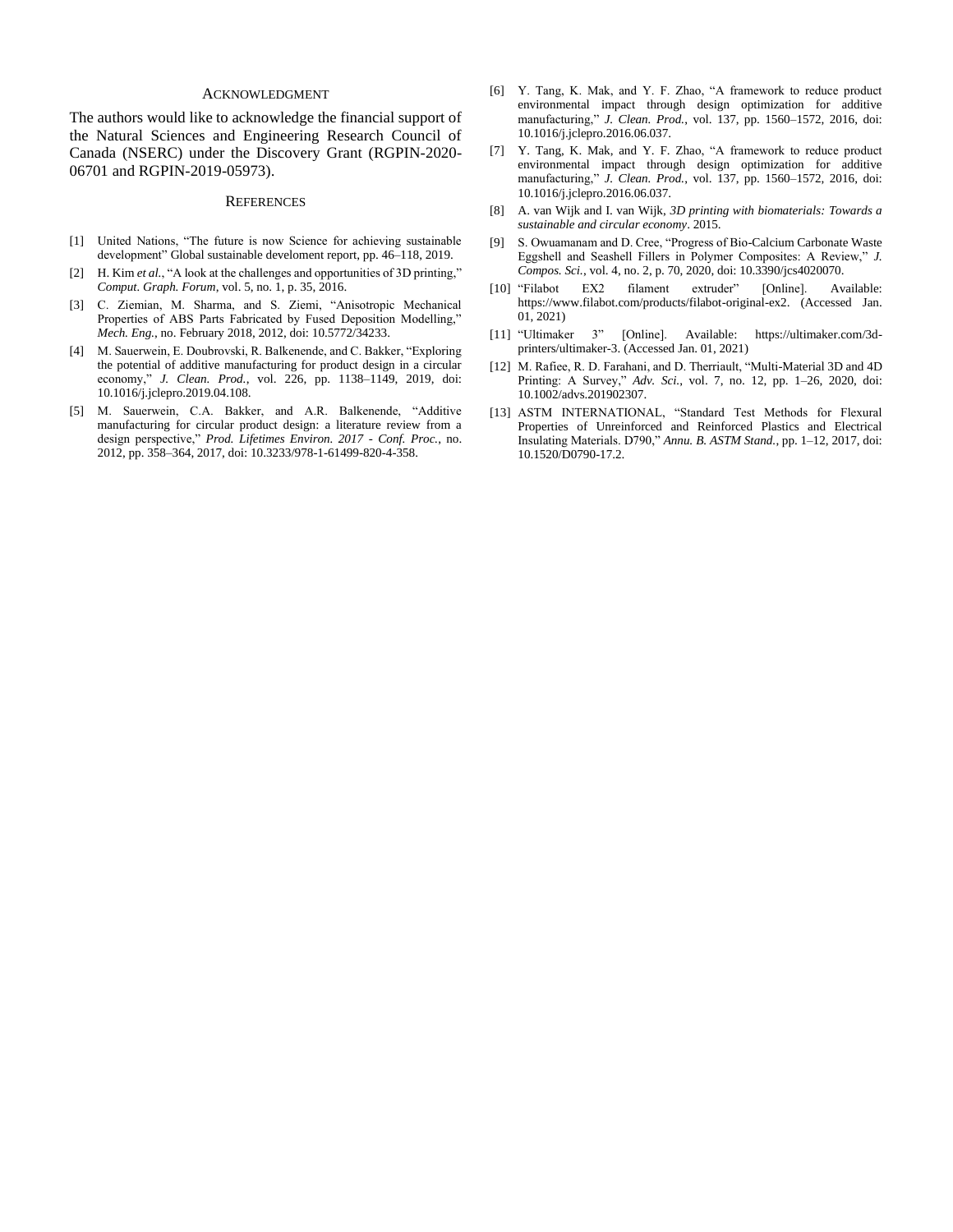## ACKNOWLEDGMENT

The authors would like to acknowledge the financial support of the Natural Sciences and Engineering Research Council of Canada (NSERC) under the Discovery Grant (RGPIN-2020-06701 and RGPIN-2019-05973).

## REFERENCES

[1] United Nations, "The future is now Science for achieving sustainable development" Global sustainable develoment report, pp. 46–118, 2019.

[2] H. Kim *et al.*, "A look at the challenges and opportunities of 3D printing," *Comput. Graph. Forum*, vol. 5, no. 1, p. 35, 2016.

[3] C. Ziemian, M. Sharma, and S. Ziemi, "Anisotropic Mechanical Properties of ABS Parts Fabricated by Fused Deposition Modelling," *Mech. Eng.*, no. February 2018, 2012, doi: 10.5772/34233.

[4] M. Sauerwein, E. Doubrovski, R. Balkenende, and C. Bakker, "Exploring the potential of additive manufacturing for product design in a circular economy," *J. Clean. Prod.*, vol. 226, pp. 1138–1149, 2019, doi: 10.1016/j.jclepro.2019.04.108.

[5] M. Sauerwein, C.A. Bakker, and A.R. Balkenende, "Additive manufacturing for circular product design: a literature review from a design perspective," *Prod. Lifetimes Environ. 2017 - Conf. Proc.*, no. 2012, pp. 358–364, 2017, doi: 10.3233/978-1-61499-820-4-358.

[6] Y. Tang, K. Mak, and Y. F. Zhao, "A framework to reduce product environmental impact through design optimization for additive manufacturing," *J. Clean. Prod.*, vol. 137, pp. 1560–1572, 2016, doi: 10.1016/j.jclepro.2016.06.037.

[7] Y. Tang, K. Mak, and Y. F. Zhao, "A framework to reduce product environmental impact through design optimization for additive manufacturing," *J. Clean. Prod.*, vol. 137, pp. 1560–1572, 2016, doi: 10.1016/j.jclepro.2016.06.037.

[8] A. van Wijk and I. van Wijk, *3D printing with biomaterials: Towards a sustainable and circular economy*. 2015.

[9] S. Owuamanam and D. Cree, "Progress of Bio-Calcium Carbonate Waste Eggshell and Seashell Fillers in Polymer Composites: A Review," *J. Compos. Sci.*, vol. 4, no. 2, p. 70, 2020, doi: 10.3390/jcs4020070.

[10] "Filabot EX2 filament extruder" [Online]. Available: https://www.filabot.com/products/filabot-original-ex2. (Accessed Jan. 01, 2021)

[11] "Ultimaker 3" [Online]. Available: https://ultimaker.com/3d-printers/ultimaker-3. (Accessed Jan. 01, 2021)

[12] M. Rafiee, R. D. Farahani, and D. Therriault, "Multi-Material 3D and 4D Printing: A Survey," *Adv. Sci.*, vol. 7, no. 12, pp. 1–26, 2020, doi: 10.1002/advs.201902307.

[13] ASTM INTERNATIONAL, "Standard Test Methods for Flexural Properties of Unreinforced and Reinforced Plastics and Electrical Insulating Materials. D790," *Annu. B. ASTM Stand.*, pp. 1–12, 2017, doi: 10.1520/D0790-17.2.